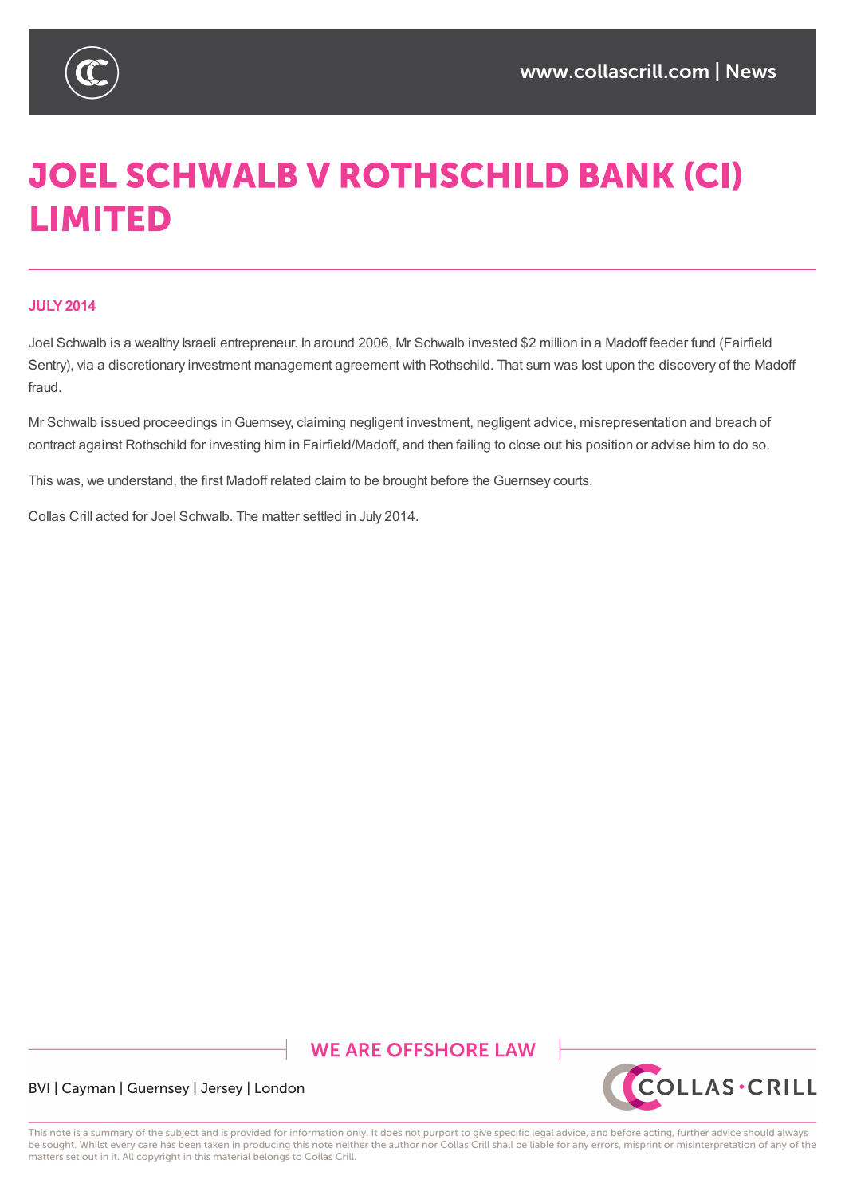# JOEL SCHWALB V ROTHSCHILD BANK (CI) LIMITED

**JULY 2014**

Joel Schwalb is a wealthy Israeli entrepreneur. In around 2006, Mr Schwalb invested $2 million in a Madoff feeder fund (Fairfield Sentry), via a discretionary investment management agreement with Rothschild. That sum was lost upon the discovery of the Madoff fraud.

Mr Schwalb issued proceedings in Guernsey, claiming negligent investment, negligent advice, misrepresentation and breach of contract against Rothschild for investing him in Fairfield/Madoff, and then failing to close out his position or advise him to do so.

This was, we understand, the first Madoff related claim to be brought before the Guernsey courts.

Collas Crill acted for Joel Schwalb. The matter settled in July 2014.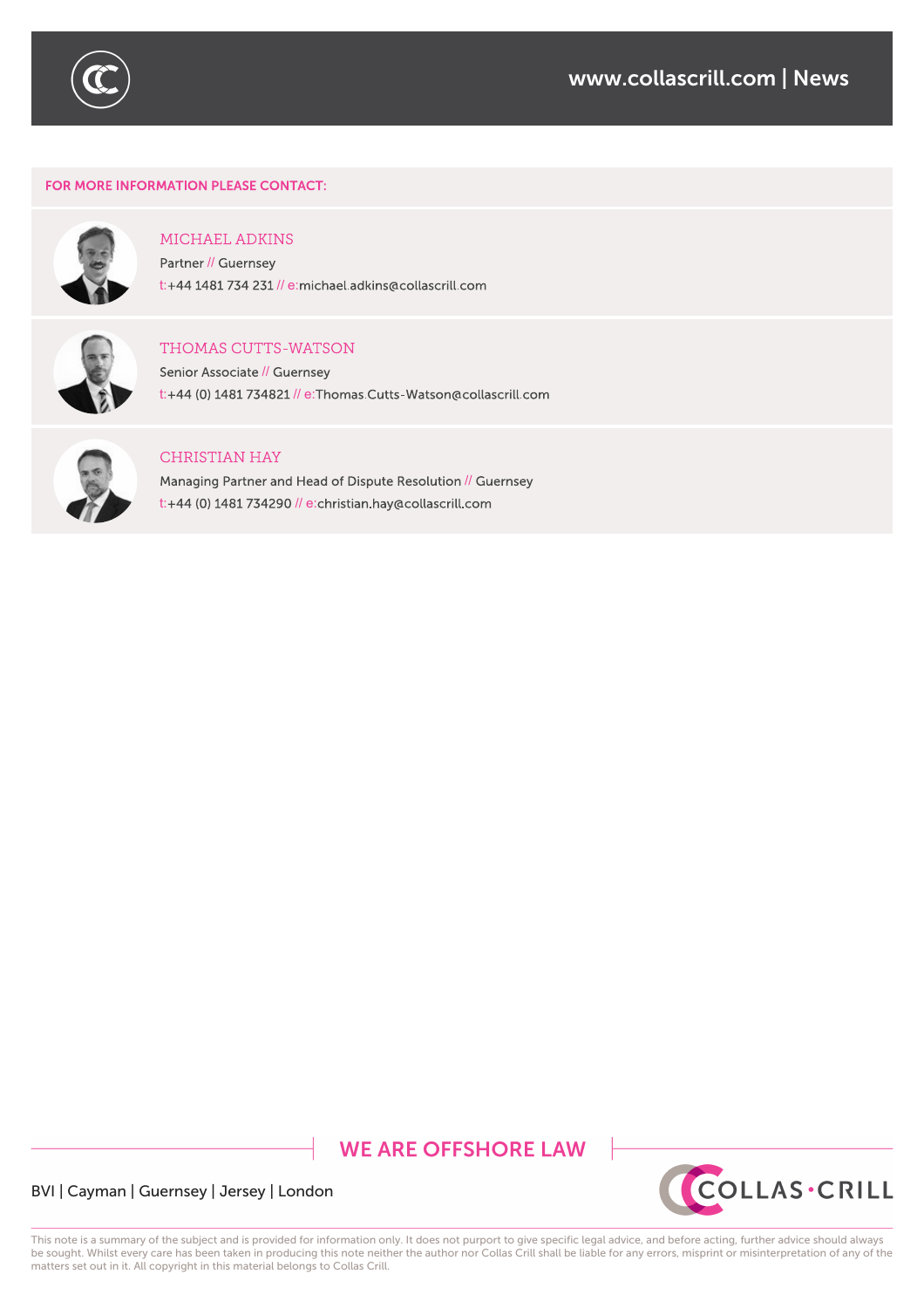**FOR MORE INFORMATION PLEASE CONTACT:**

### MICHAEL ADKINS

Partner // Guernsey

t:+44 1481 734 231 // e:michael.adkins@collascrill.com

### THOMAS CUTTS-WATSON

Senior Associate // Guernsey

t:+44 (0) 1481 734821 // e:Thomas.Cutts-Watson@collascrill.com

### CHRISTIAN HAY

Managing Partner and Head of Dispute Resolution // Guernsey

t:+44 (0) 1481 734290 // e:christian.hay@collascrill.com

## WE ARE OFFSHORE LAW

BVI | Cayman | Guernsey | Jersey | London

COLLAS·CRILL

This note is a summary of the subject and is provided for information only. It does not purport to give specific legal advice, and before acting, further advice should always be sought. Whilst every care has been taken in producing this note neither the author nor Collas Crill shall be liable for any errors, misprint or misinterpretation of any of the matters set out in it. All copyright in this material belongs to Collas Crill.